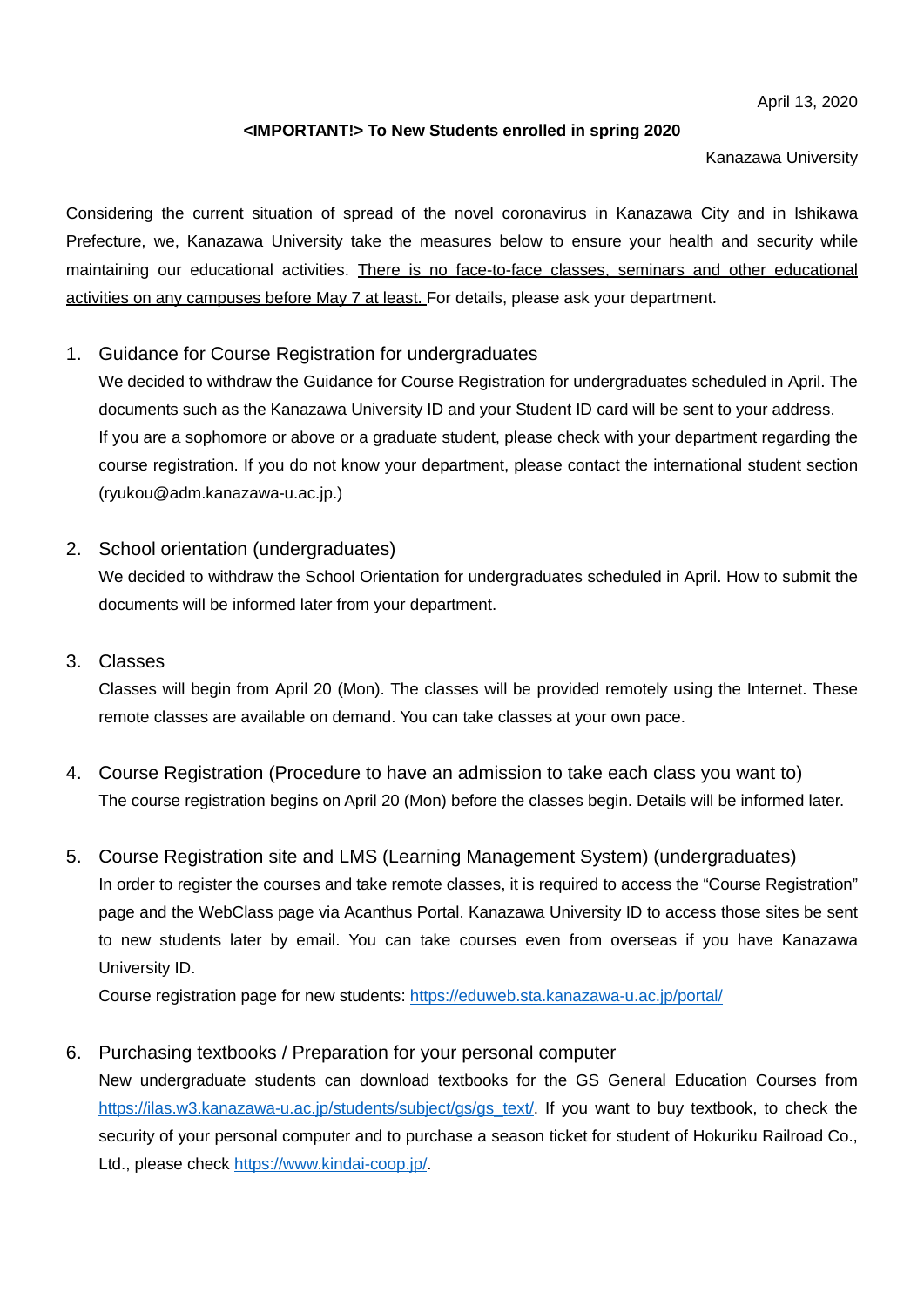April 13, 2020

**<IMPORTANT!> To New Students enrolled in spring 2020**

Kanazawa University

Considering the current situation of spread of the novel coronavirus in Kanazawa City and in Ishikawa Prefecture, we, Kanazawa University take the measures below to ensure your health and security while maintaining our educational activities. <u>There is no face-to-face classes, seminars and other educational activities on any campuses before May 7 at least.</u> For details, please ask your department.

1. Guidance for Course Registration for undergraduates

   We decided to withdraw the Guidance for Course Registration for undergraduates scheduled in April. The documents such as the Kanazawa University ID and your Student ID card will be sent to your address.
   If you are a sophomore or above or a graduate student, please check with your department regarding the course registration. If you do not know your department, please contact the international student section (ryukou@adm.kanazawa-u.ac.jp.)

2. School orientation (undergraduates)

   We decided to withdraw the School Orientation for undergraduates scheduled in April. How to submit the documents will be informed later from your department.

3. Classes

   Classes will begin from April 20 (Mon). The classes will be provided remotely using the Internet. These remote classes are available on demand. You can take classes at your own pace.

4. Course Registration (Procedure to have an admission to take each class you want to)

   The course registration begins on April 20 (Mon) before the classes begin. Details will be informed later.

5. Course Registration site and LMS (Learning Management System) (undergraduates)

   In order to register the courses and take remote classes, it is required to access the "Course Registration" page and the WebClass page via Acanthus Portal. Kanazawa University ID to access those sites be sent to new students later by email. You can take courses even from overseas if you have Kanazawa University ID.
   Course registration page for new students: https://eduweb.sta.kanazawa-u.ac.jp/portal/

6. Purchasing textbooks / Preparation for your personal computer

   New undergraduate students can download textbooks for the GS General Education Courses from https://ilas.w3.kanazawa-u.ac.jp/students/subject/gs/gs_text/. If you want to buy textbook, to check the security of your personal computer and to purchase a season ticket for student of Hokuriku Railroad Co., Ltd., please check https://www.kindai-coop.jp/.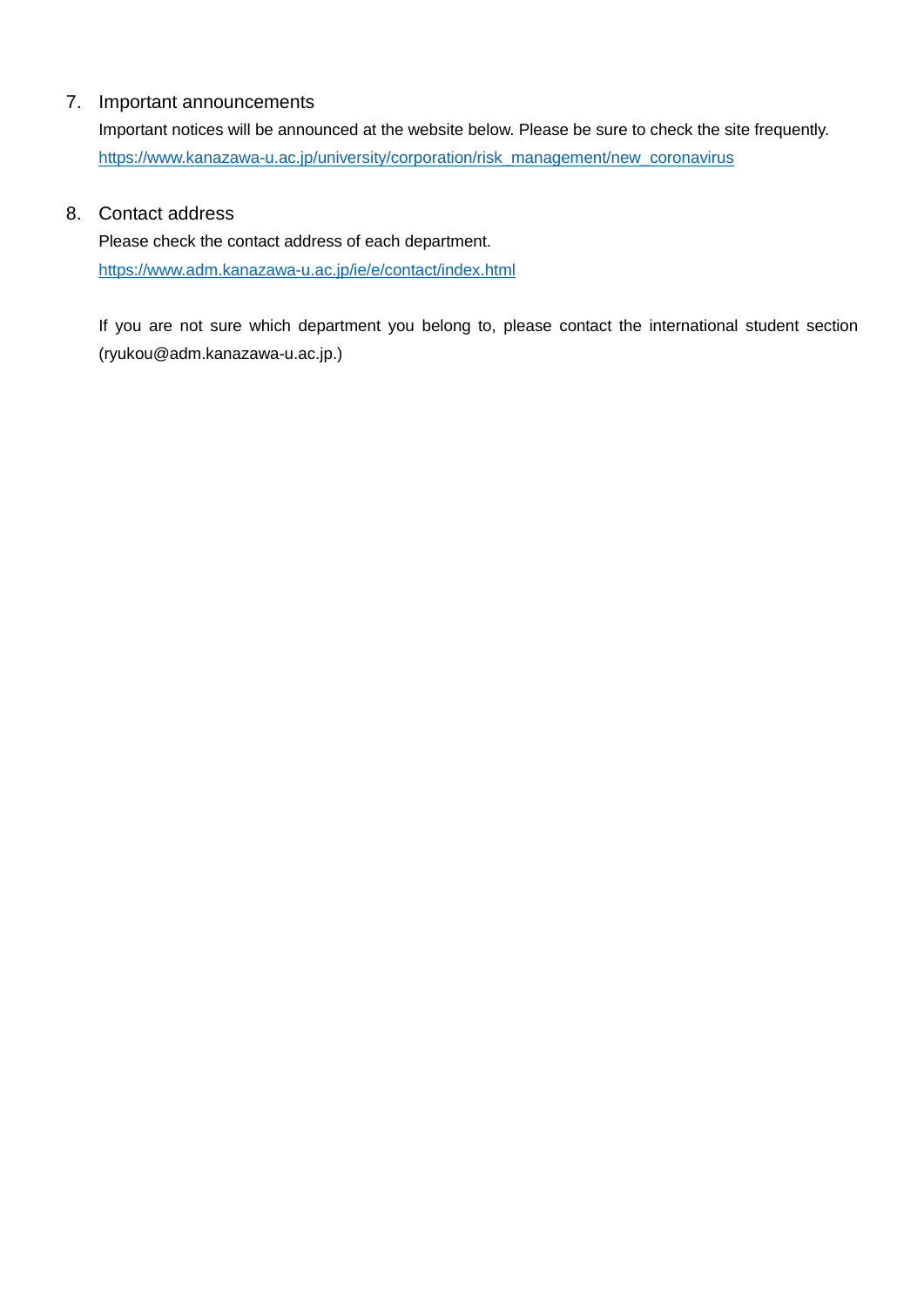7. Important announcements

   Important notices will be announced at the website below. Please be sure to check the site frequently.

   https://www.kanazawa-u.ac.jp/university/corporation/risk_management/new_coronavirus

8. Contact address

   Please check the contact address of each department.

   https://www.adm.kanazawa-u.ac.jp/ie/e/contact/index.html

   If you are not sure which department you belong to, please contact the international student section (ryukou@adm.kanazawa-u.ac.jp.)